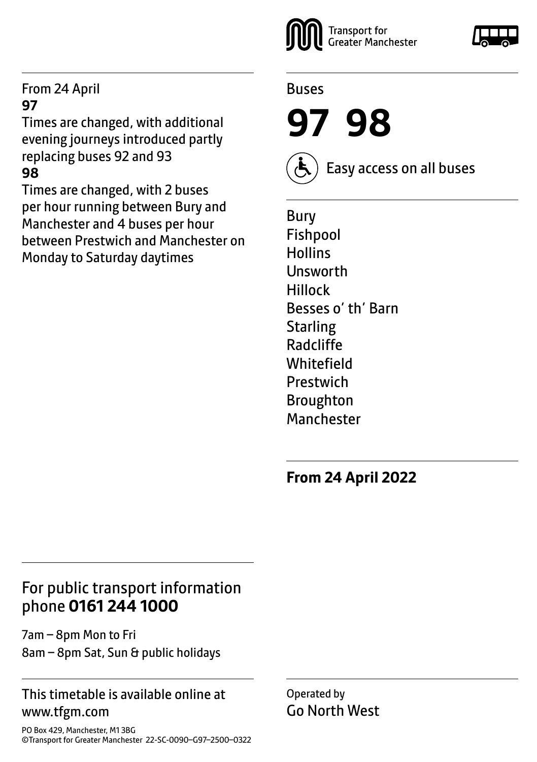Transport for Greater Manchester

From 24 April

**97**

Times are changed, with additional evening journeys introduced partly replacing buses 92 and 93

**98**

Times are changed, with 2 buses per hour running between Bury and Manchester and 4 buses per hour between Prestwich and Manchester on Monday to Saturday daytimes

Buses

# 97 98

Easy access on all buses

Bury
Fishpool
Hollins
Unsworth
Hillock
Besses o' th' Barn
Starling
Radcliffe
Whitefield
Prestwich
Broughton
Manchester

**From 24 April 2022**

## For public transport information phone **0161 244 1000**

7am – 8pm Mon to Fri

8am – 8pm Sat, Sun & public holidays

This timetable is available online at www.tfgm.com

PO Box 429, Manchester, M1 3BG

©Transport for Greater Manchester 22-SC-0090–G97–2500–0322

Operated by

Go North West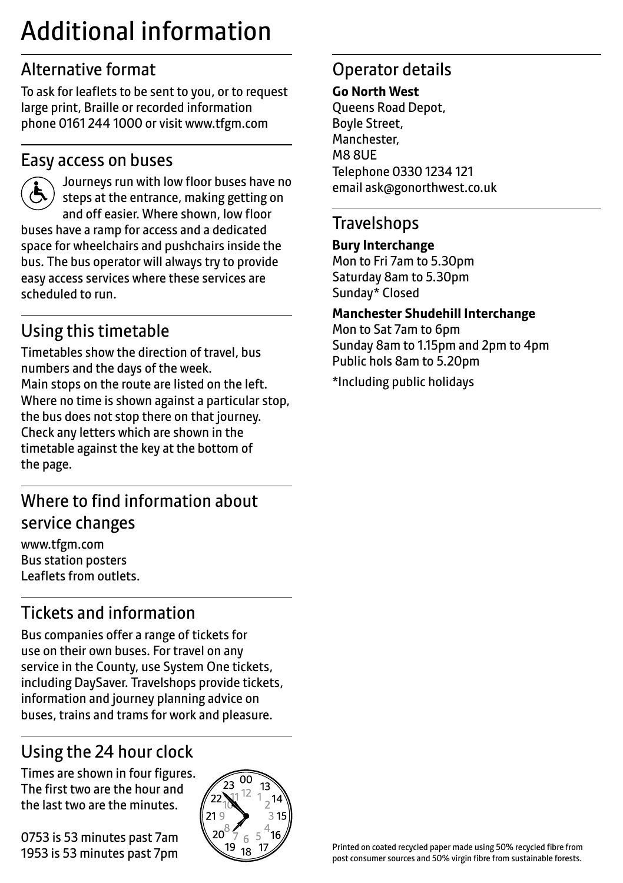# Additional information

## Alternative format

To ask for leaflets to be sent to you, or to request large print, Braille or recorded information phone 0161 244 1000 or visit www.tfgm.com

## Easy access on buses

Journeys run with low floor buses have no steps at the entrance, making getting on and off easier. Where shown, low floor buses have a ramp for access and a dedicated space for wheelchairs and pushchairs inside the bus. The bus operator will always try to provide easy access services where these services are scheduled to run.

## Using this timetable

Timetables show the direction of travel, bus numbers and the days of the week.
Main stops on the route are listed on the left. Where no time is shown against a particular stop, the bus does not stop there on that journey. Check any letters which are shown in the timetable against the key at the bottom of the page.

## Where to find information about service changes

www.tfgm.com
Bus station posters
Leaflets from outlets.

## Tickets and information

Bus companies offer a range of tickets for use on their own buses. For travel on any service in the County, use System One tickets, including DaySaver. Travelshops provide tickets, information and journey planning advice on buses, trains and trams for work and pleasure.

## Using the 24 hour clock

Times are shown in four figures. The first two are the hour and the last two are the minutes.

0753 is 53 minutes past 7am
1953 is 53 minutes past 7pm

## Operator details

**Go North West**
Queens Road Depot,
Boyle Street,
Manchester,
M8 8UE
Telephone 0330 1234 121
email ask@gonorthwest.co.uk

## Travelshops

**Bury Interchange**
Mon to Fri 7am to 5.30pm
Saturday 8am to 5.30pm
Sunday* Closed

**Manchester Shudehill Interchange**
Mon to Sat 7am to 6pm
Sunday 8am to 1.15pm and 2pm to 4pm
Public hols 8am to 5.20pm

*Including public holidays

Printed on coated recycled paper made using 50% recycled fibre from post consumer sources and 50% virgin fibre from sustainable forests.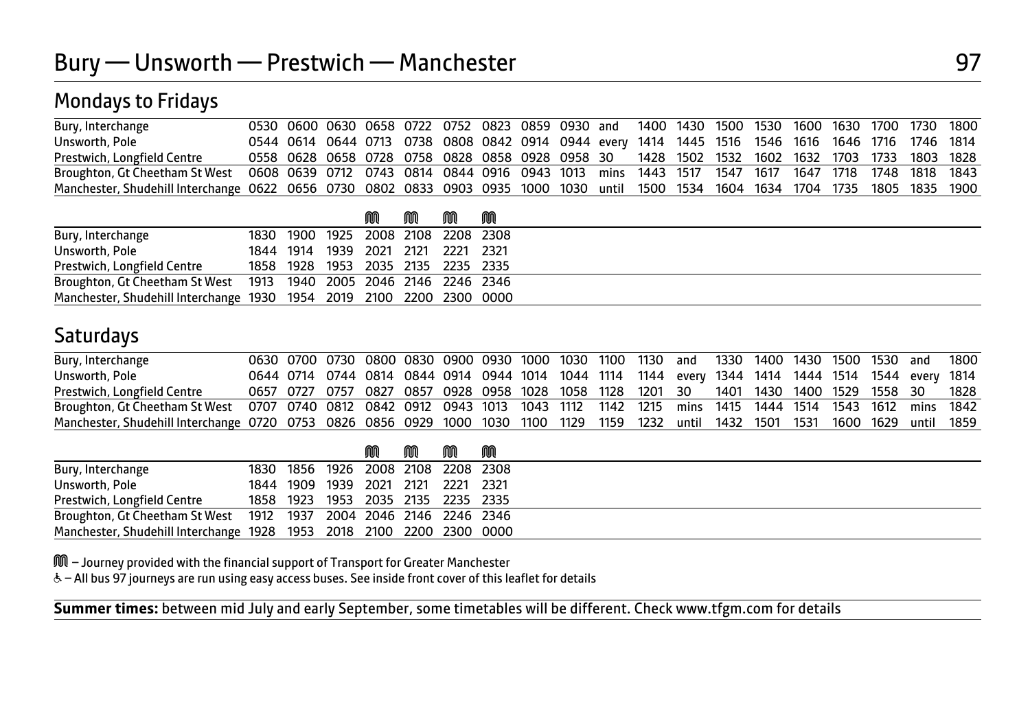# Bury — Unsworth — Prestwich — Manchester

## Mondays to Fridays

| | | | | | | | | | | | | | | | | | | | |
|---|---|---|---|---|---|---|---|---|---|---|---|---|---|---|---|---|---|---|---|
| Bury, Interchange | 0530 | 0600 | 0630 | 0658 | 0722 | 0752 | 0823 | 0859 | 0930 | and | 1400 | 1430 | 1500 | 1530 | 1600 | 1630 | 1700 | 1730 | 1800 |
| Unsworth, Pole | 0544 | 0614 | 0644 | 0713 | 0738 | 0808 | 0842 | 0914 | 0944 | every | 1414 | 1445 | 1516 | 1546 | 1616 | 1646 | 1716 | 1746 | 1814 |
| Prestwich, Longfield Centre | 0558 | 0628 | 0658 | 0728 | 0758 | 0828 | 0858 | 0928 | 0958 | 30 | 1428 | 1502 | 1532 | 1602 | 1632 | 1703 | 1733 | 1803 | 1828 |
| Broughton, Gt Cheetham St West | 0608 | 0639 | 0712 | 0743 | 0814 | 0844 | 0916 | 0943 | 1013 | mins | 1443 | 1517 | 1547 | 1617 | 1647 | 1718 | 1748 | 1818 | 1843 |
| Manchester, Shudehill Interchange | 0622 | 0656 | 0730 | 0802 | 0833 | 0903 | 0935 | 1000 | 1030 | until | 1500 | 1534 | 1604 | 1634 | 1704 | 1735 | 1805 | 1835 | 1900 |

| | | | | M | M | M | M |
|---|---|---|---|---|---|---|---|
| Bury, Interchange | 1830 | 1900 | 1925 | 2008 | 2108 | 2208 | 2308 |
| Unsworth, Pole | 1844 | 1914 | 1939 | 2021 | 2121 | 2221 | 2321 |
| Prestwich, Longfield Centre | 1858 | 1928 | 1953 | 2035 | 2135 | 2235 | 2335 |
| Broughton, Gt Cheetham St West | 1913 | 1940 | 2005 | 2046 | 2146 | 2246 | 2346 |
| Manchester, Shudehill Interchange | 1930 | 1954 | 2019 | 2100 | 2200 | 2300 | 0000 |

## Saturdays

| | | | | | | | | | | | | | | | | | | | | |
|---|---|---|---|---|---|---|---|---|---|---|---|---|---|---|---|---|---|---|---|---|
| Bury, Interchange | 0630 | 0700 | 0730 | 0800 | 0830 | 0900 | 0930 | 1000 | 1030 | 1100 | 1130 | and | 1330 | 1400 | 1430 | 1500 | 1530 | and | 1800 |
| Unsworth, Pole | 0644 | 0714 | 0744 | 0814 | 0844 | 0914 | 0944 | 1014 | 1044 | 1114 | 1144 | every | 1344 | 1414 | 1444 | 1514 | 1544 | every | 1814 |
| Prestwich, Longfield Centre | 0657 | 0727 | 0757 | 0827 | 0857 | 0928 | 0958 | 1028 | 1058 | 1128 | 1201 | 30 | 1401 | 1430 | 1400 | 1529 | 1558 | 30 | 1828 |
| Broughton, Gt Cheetham St West | 0707 | 0740 | 0812 | 0842 | 0912 | 0943 | 1013 | 1043 | 1112 | 1142 | 1215 | mins | 1415 | 1444 | 1514 | 1543 | 1612 | mins | 1842 |
| Manchester, Shudehill Interchange | 0720 | 0753 | 0826 | 0856 | 0929 | 1000 | 1030 | 1100 | 1129 | 1159 | 1232 | until | 1432 | 1501 | 1531 | 1600 | 1629 | until | 1859 |

| | | | | M | M | M | M |
|---|---|---|---|---|---|---|---|
| Bury, Interchange | 1830 | 1856 | 1926 | 2008 | 2108 | 2208 | 2308 |
| Unsworth, Pole | 1844 | 1909 | 1939 | 2021 | 2121 | 2221 | 2321 |
| Prestwich, Longfield Centre | 1858 | 1923 | 1953 | 2035 | 2135 | 2235 | 2335 |
| Broughton, Gt Cheetham St West | 1912 | 1937 | 2004 | 2046 | 2146 | 2246 | 2346 |
| Manchester, Shudehill Interchange | 1928 | 1953 | 2018 | 2100 | 2200 | 2300 | 0000 |

M – Journey provided with the financial support of Transport for Greater Manchester

♿ – All bus 97 journeys are run using easy access buses. See inside front cover of this leaflet for details

**Summer times:** between mid July and early September, some timetables will be different. Check www.tfgm.com for details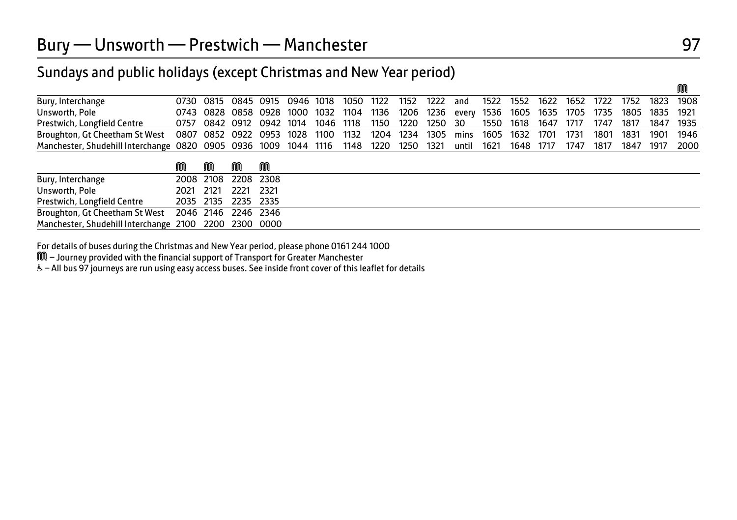# Bury — Unsworth — Prestwich — Manchester

97

## Sundays and public holidays (except Christmas and New Year period)

| | | | | | | | | | | | | | | | | | | | |
|---|---|---|---|---|---|---|---|---|---|---|---|---|---|---|---|---|---|---|---|
| | | | | | | | | | | | | | | | | | | | Ⓜ |
| Bury, Interchange | 0730 | 0815 | 0845 | 0915 | 0946 | 1018 | 1050 | 1122 | 1152 | 1222 | and | 1522 | 1552 | 1622 | 1652 | 1722 | 1752 | 1823 | 1908 |
| Unsworth, Pole | 0743 | 0828 | 0858 | 0928 | 1000 | 1032 | 1104 | 1136 | 1206 | 1236 | every | 1536 | 1605 | 1635 | 1705 | 1735 | 1805 | 1835 | 1921 |
| Prestwich, Longfield Centre | 0757 | 0842 | 0912 | 0942 | 1014 | 1046 | 1118 | 1150 | 1220 | 1250 | 30 | 1550 | 1618 | 1647 | 1717 | 1747 | 1817 | 1847 | 1935 |
| Broughton, Gt Cheetham St West | 0807 | 0852 | 0922 | 0953 | 1028 | 1100 | 1132 | 1204 | 1234 | 1305 | mins | 1605 | 1632 | 1701 | 1731 | 1801 | 1831 | 1901 | 1946 |
| Manchester, Shudehill Interchange | 0820 | 0905 | 0936 | 1009 | 1044 | 1116 | 1148 | 1220 | 1250 | 1321 | until | 1621 | 1648 | 1717 | 1747 | 1817 | 1847 | 1917 | 2000 |

| | Ⓜ | Ⓜ | Ⓜ | Ⓜ |
|---|---|---|---|---|
| Bury, Interchange | 2008 | 2108 | 2208 | 2308 |
| Unsworth, Pole | 2021 | 2121 | 2221 | 2321 |
| Prestwich, Longfield Centre | 2035 | 2135 | 2235 | 2335 |
| Broughton, Gt Cheetham St West | 2046 | 2146 | 2246 | 2346 |
| Manchester, Shudehill Interchange | 2100 | 2200 | 2300 | 0000 |

For details of buses during the Christmas and New Year period, please phone 0161 244 1000

Ⓜ – Journey provided with the financial support of Transport for Greater Manchester

♿ – All bus 97 journeys are run using easy access buses. See inside front cover of this leaflet for details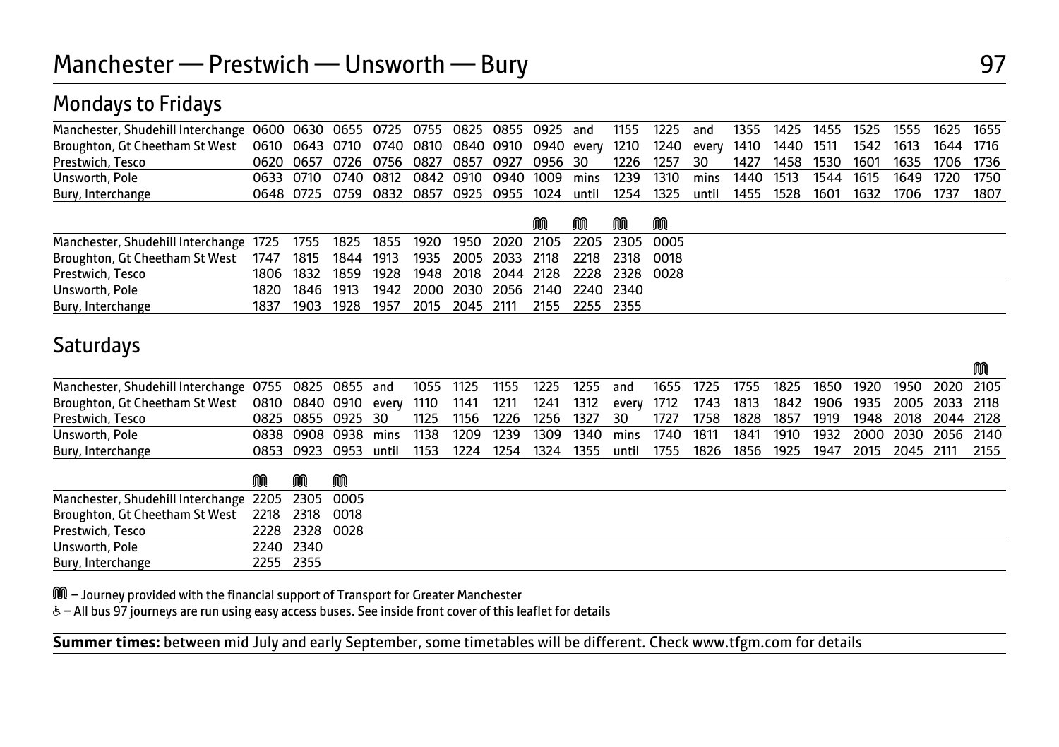# Manchester — Prestwich — Unsworth — Bury 97

## Mondays to Fridays

| | | | | | | | | | | | | | | | | | | | |
|---|---|---|---|---|---|---|---|---|---|---|---|---|---|---|---|---|---|---|---|
| Manchester, Shudehill Interchange | 0600 | 0630 | 0655 | 0725 | 0755 | 0825 | 0855 | 0925 | and | 1155 | 1225 | and | 1355 | 1425 | 1455 | 1525 | 1555 | 1625 | 1655 |
| Broughton, Gt Cheetham St West | 0610 | 0643 | 0710 | 0740 | 0810 | 0840 | 0910 | 0940 | every | 1210 | 1240 | every | 1410 | 1440 | 1511 | 1542 | 1613 | 1644 | 1716 |
| Prestwich, Tesco | 0620 | 0657 | 0726 | 0756 | 0827 | 0857 | 0927 | 0956 | 30 | 1226 | 1257 | 30 | 1427 | 1458 | 1530 | 1601 | 1635 | 1706 | 1736 |
| Unsworth, Pole | 0633 | 0710 | 0740 | 0812 | 0842 | 0910 | 0940 | 1009 | mins | 1239 | 1310 | mins | 1440 | 1513 | 1544 | 1615 | 1649 | 1720 | 1750 |
| Bury, Interchange | 0648 | 0725 | 0759 | 0832 | 0857 | 0925 | 0955 | 1024 | until | 1254 | 1325 | until | 1455 | 1528 | 1601 | 1632 | 1706 | 1737 | 1807 |

| | | | | | | | | | | | |
|---|---|---|---|---|---|---|---|---|---|---|---|
| | | | | | | | | M | M | M | M |
| Manchester, Shudehill Interchange | 1725 | 1755 | 1825 | 1855 | 1920 | 1950 | 2020 | 2105 | 2205 | 2305 | 0005 |
| Broughton, Gt Cheetham St West | 1747 | 1815 | 1844 | 1913 | 1935 | 2005 | 2033 | 2118 | 2218 | 2318 | 0018 |
| Prestwich, Tesco | 1806 | 1832 | 1859 | 1928 | 1948 | 2018 | 2044 | 2128 | 2228 | 2328 | 0028 |
| Unsworth, Pole | 1820 | 1846 | 1913 | 1942 | 2000 | 2030 | 2056 | 2140 | 2240 | 2340 | |
| Bury, Interchange | 1837 | 1903 | 1928 | 1957 | 2015 | 2045 | 2111 | 2155 | 2255 | 2355 | |

## Saturdays

| | | | | | | | | | | | | | | | | | | | |
|---|---|---|---|---|---|---|---|---|---|---|---|---|---|---|---|---|---|---|---|
| | | | | | | | | | | | | | | | | | | | M |
| Manchester, Shudehill Interchange | 0755 | 0825 | 0855 | and | 1055 | 1125 | 1155 | 1225 | 1255 | and | 1655 | 1725 | 1755 | 1825 | 1850 | 1920 | 1950 | 2020 | 2105 |
| Broughton, Gt Cheetham St West | 0810 | 0840 | 0910 | every | 1110 | 1141 | 1211 | 1241 | 1312 | every | 1712 | 1743 | 1813 | 1842 | 1906 | 1935 | 2005 | 2033 | 2118 |
| Prestwich, Tesco | 0825 | 0855 | 0925 | 30 | 1125 | 1156 | 1226 | 1256 | 1327 | 30 | 1727 | 1758 | 1828 | 1857 | 1919 | 1948 | 2018 | 2044 | 2128 |
| Unsworth, Pole | 0838 | 0908 | 0938 | mins | 1138 | 1209 | 1239 | 1309 | 1340 | mins | 1740 | 1811 | 1841 | 1910 | 1932 | 2000 | 2030 | 2056 | 2140 |
| Bury, Interchange | 0853 | 0923 | 0953 | until | 1153 | 1224 | 1254 | 1324 | 1355 | until | 1755 | 1826 | 1856 | 1925 | 1947 | 2015 | 2045 | 2111 | 2155 |

| | | | |
|---|---|---|---|
| | M | M | M |
| Manchester, Shudehill Interchange | 2205 | 2305 | 0005 |
| Broughton, Gt Cheetham St West | 2218 | 2318 | 0018 |
| Prestwich, Tesco | 2228 | 2328 | 0028 |
| Unsworth, Pole | 2240 | 2340 | |
| Bury, Interchange | 2255 | 2355 | |

M – Journey provided with the financial support of Transport for Greater Manchester

♿ – All bus 97 journeys are run using easy access buses. See inside front cover of this leaflet for details

**Summer times:** between mid July and early September, some timetables will be different. Check www.tfgm.com for details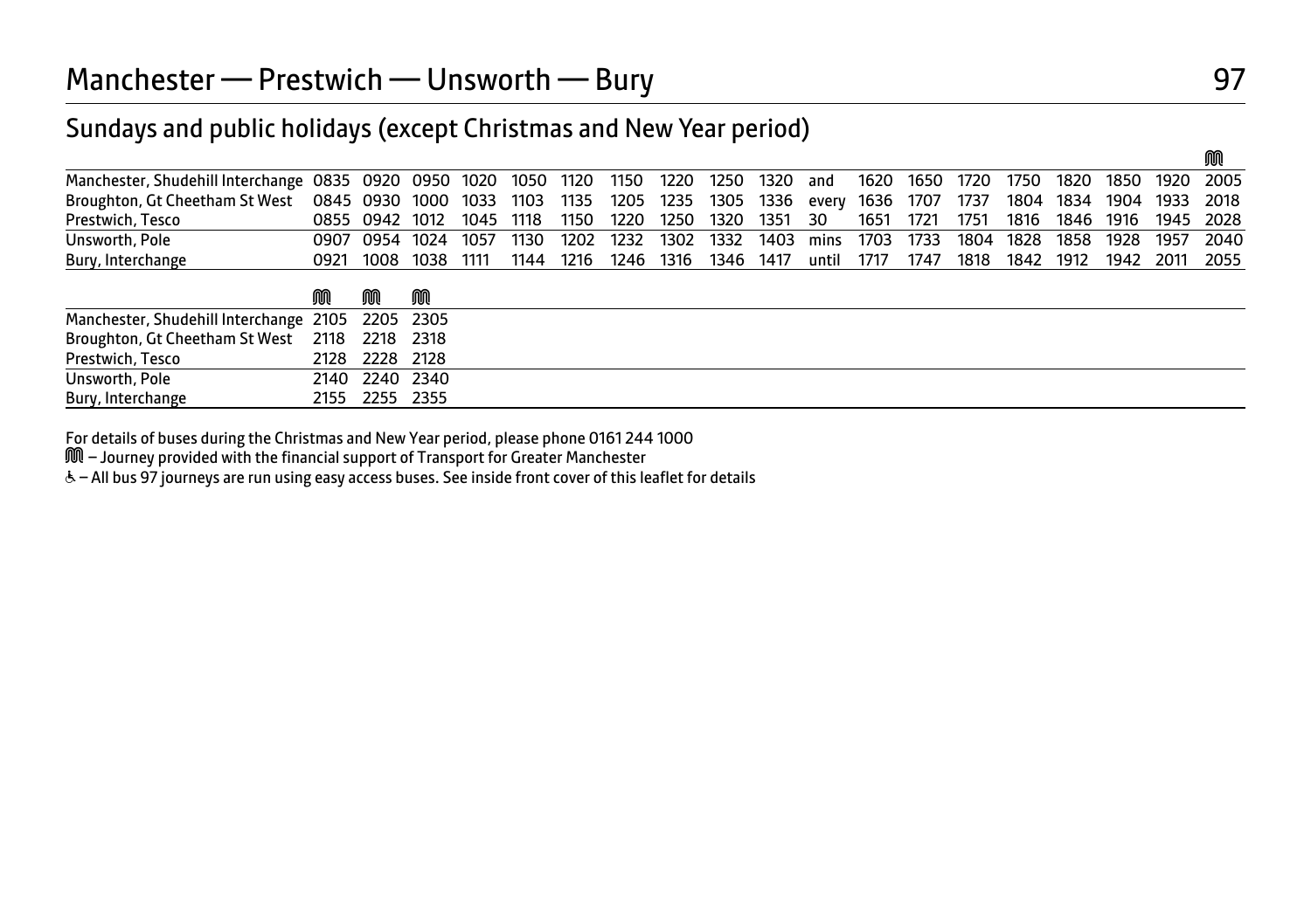# Manchester — Prestwich — Unsworth — Bury

## Sundays and public holidays (except Christmas and New Year period)

| | | | | | | | | | | | | | | | | | | | |
|---|---|---|---|---|---|---|---|---|---|---|---|---|---|---|---|---|---|---|---|
| | | | | | | | | | | | | | | | | | | | M |
| Manchester, Shudehill Interchange | 0835 | 0920 | 0950 | 1020 | 1050 | 1120 | 1150 | 1220 | 1250 | 1320 | and | 1620 | 1650 | 1720 | 1750 | 1820 | 1850 | 1920 | 2005 |
| Broughton, Gt Cheetham St West | 0845 | 0930 | 1000 | 1033 | 1103 | 1135 | 1205 | 1235 | 1305 | 1336 | every | 1636 | 1707 | 1737 | 1804 | 1834 | 1904 | 1933 | 2018 |
| Prestwich, Tesco | 0855 | 0942 | 1012 | 1045 | 1118 | 1150 | 1220 | 1250 | 1320 | 1351 | 30 | 1651 | 1721 | 1751 | 1816 | 1846 | 1916 | 1945 | 2028 |
| Unsworth, Pole | 0907 | 0954 | 1024 | 1057 | 1130 | 1202 | 1232 | 1302 | 1332 | 1403 | mins | 1703 | 1733 | 1804 | 1828 | 1858 | 1928 | 1957 | 2040 |
| Bury, Interchange | 0921 | 1008 | 1038 | 1111 | 1144 | 1216 | 1246 | 1316 | 1346 | 1417 | until | 1717 | 1747 | 1818 | 1842 | 1912 | 1942 | 2011 | 2055 |

| | M | M | M |
|---|---|---|---|
| Manchester, Shudehill Interchange | 2105 | 2205 | 2305 |
| Broughton, Gt Cheetham St West | 2118 | 2218 | 2318 |
| Prestwich, Tesco | 2128 | 2228 | 2128 |
| Unsworth, Pole | 2140 | 2240 | 2340 |
| Bury, Interchange | 2155 | 2255 | 2355 |

For details of buses during the Christmas and New Year period, please phone 0161 244 1000

M – Journey provided with the financial support of Transport for Greater Manchester

♿ – All bus 97 journeys are run using easy access buses. See inside front cover of this leaflet for details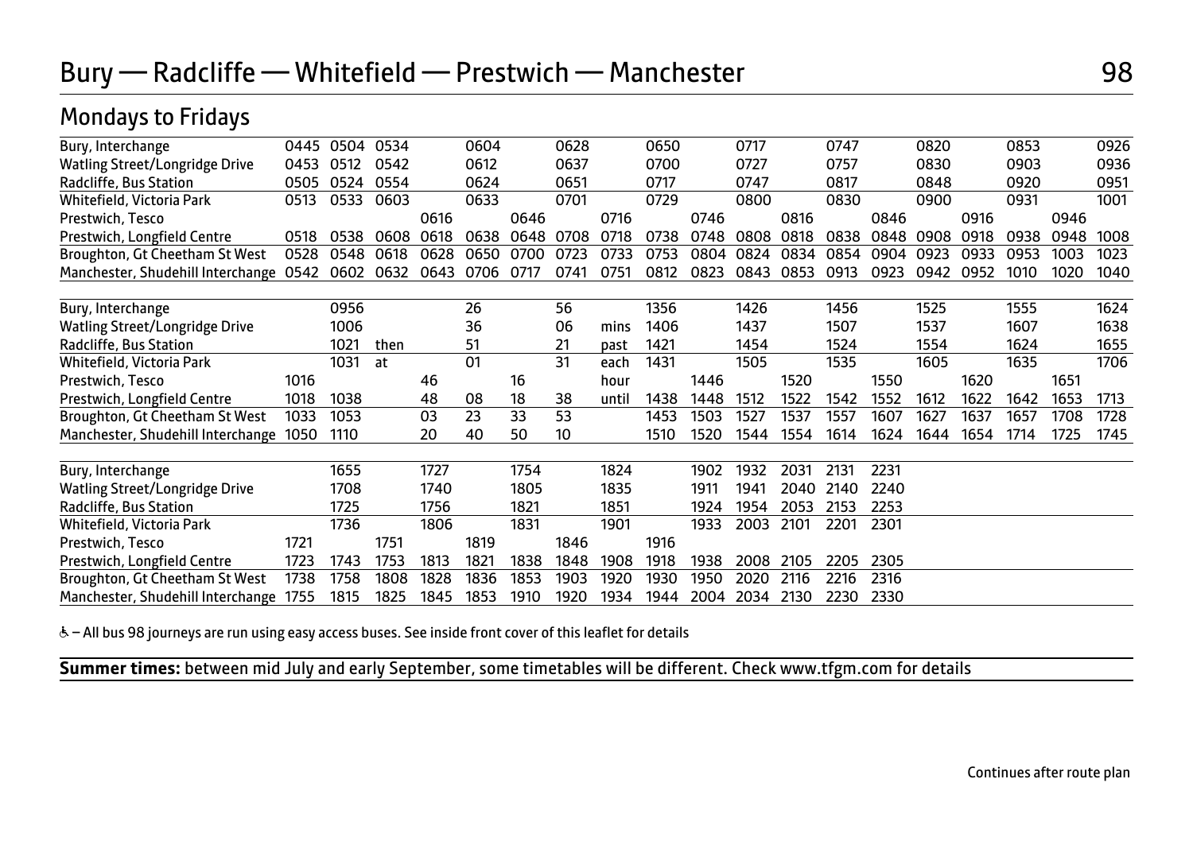# Bury — Radcliffe — Whitefield — Prestwich — Manchester 98

## Mondays to Fridays

| Stop | | | | | | | | | | | | | | | | | | | |
|---|---|---|---|---|---|---|---|---|---|---|---|---|---|---|---|---|---|---|---|
| Bury, Interchange | 0445 | 0504 | 0534 | | 0604 | | 0628 | | 0650 | | 0717 | | 0747 | | 0820 | | 0853 | | 0926 |
| Watling Street/Longridge Drive | 0453 | 0512 | 0542 | | 0612 | | 0637 | | 0700 | | 0727 | | 0757 | | 0830 | | 0903 | | 0936 |
| Radcliffe, Bus Station | 0505 | 0524 | 0554 | | 0624 | | 0651 | | 0717 | | 0747 | | 0817 | | 0848 | | 0920 | | 0951 |
| Whitefield, Victoria Park | 0513 | 0533 | 0603 | | 0633 | | 0701 | | 0729 | | 0800 | | 0830 | | 0900 | | 0931 | | 1001 |
| Prestwich, Tesco | | | | 0616 | | 0646 | | 0716 | | 0746 | | 0816 | | 0846 | | 0916 | | 0946 | |
| Prestwich, Longfield Centre | 0518 | 0538 | 0608 | 0618 | 0638 | 0648 | 0708 | 0718 | 0738 | 0748 | 0808 | 0818 | 0838 | 0848 | 0908 | 0918 | 0938 | 0948 | 1008 |
| Broughton, Gt Cheetham St West | 0528 | 0548 | 0618 | 0628 | 0650 | 0700 | 0723 | 0733 | 0753 | 0804 | 0824 | 0834 | 0854 | 0904 | 0923 | 0933 | 0953 | 1003 | 1023 |
| Manchester, Shudehill Interchange | 0542 | 0602 | 0632 | 0643 | 0706 | 0717 | 0741 | 0751 | 0812 | 0823 | 0843 | 0853 | 0913 | 0923 | 0942 | 0952 | 1010 | 1020 | 1040 |

| Stop | | | | | | | | | | | | | | | | | | | |
|---|---|---|---|---|---|---|---|---|---|---|---|---|---|---|---|---|---|---|---|
| Bury, Interchange | | 0956 | | | 26 | | 56 | | 1356 | | 1426 | | 1456 | | 1525 | | 1555 | | 1624 |
| Watling Street/Longridge Drive | | 1006 | | | 36 | | 06 | mins | 1406 | | 1437 | | 1507 | | 1537 | | 1607 | | 1638 |
| Radcliffe, Bus Station | | 1021 | then | | 51 | | 21 | past | 1421 | | 1454 | | 1524 | | 1554 | | 1624 | | 1655 |
| Whitefield, Victoria Park | | 1031 | at | | 01 | | 31 | each | 1431 | | 1505 | | 1535 | | 1605 | | 1635 | | 1706 |
| Prestwich, Tesco | 1016 | | | 46 | | 16 | | hour | | 1446 | | 1520 | | 1550 | | 1620 | | 1651 | |
| Prestwich, Longfield Centre | 1018 | 1038 | | 48 | 08 | 18 | 38 | until | 1438 | 1448 | 1512 | 1522 | 1542 | 1552 | 1612 | 1622 | 1642 | 1653 | 1713 |
| Broughton, Gt Cheetham St West | 1033 | 1053 | | 03 | 23 | 33 | 53 | | 1453 | 1503 | 1527 | 1537 | 1557 | 1607 | 1627 | 1637 | 1657 | 1708 | 1728 |
| Manchester, Shudehill Interchange | 1050 | 1110 | | 20 | 40 | 50 | 10 | | 1510 | 1520 | 1544 | 1554 | 1614 | 1624 | 1644 | 1654 | 1714 | 1725 | 1745 |

| Stop | | | | | | | | | | | | | | |
|---|---|---|---|---|---|---|---|---|---|---|---|---|---|---|
| Bury, Interchange | | 1655 | | 1727 | | 1754 | | 1824 | | 1902 | 1932 | 2031 | 2131 | 2231 |
| Watling Street/Longridge Drive | | 1708 | | 1740 | | 1805 | | 1835 | | 1911 | 1941 | 2040 | 2140 | 2240 |
| Radcliffe, Bus Station | | 1725 | | 1756 | | 1821 | | 1851 | | 1924 | 1954 | 2053 | 2153 | 2253 |
| Whitefield, Victoria Park | | 1736 | | 1806 | | 1831 | | 1901 | | 1933 | 2003 | 2101 | 2201 | 2301 |
| Prestwich, Tesco | 1721 | | 1751 | | 1819 | | 1846 | | 1916 | | | | | |
| Prestwich, Longfield Centre | 1723 | 1743 | 1753 | 1813 | 1821 | 1838 | 1848 | 1908 | 1918 | 1938 | 2008 | 2105 | 2205 | 2305 |
| Broughton, Gt Cheetham St West | 1738 | 1758 | 1808 | 1828 | 1836 | 1853 | 1903 | 1920 | 1930 | 1950 | 2020 | 2116 | 2216 | 2316 |
| Manchester, Shudehill Interchange | 1755 | 1815 | 1825 | 1845 | 1853 | 1910 | 1920 | 1934 | 1944 | 2004 | 2034 | 2130 | 2230 | 2330 |

♿ – All bus 98 journeys are run using easy access buses. See inside front cover of this leaflet for details

**Summer times:** between mid July and early September, some timetables will be different. Check www.tfgm.com for details

Continues after route plan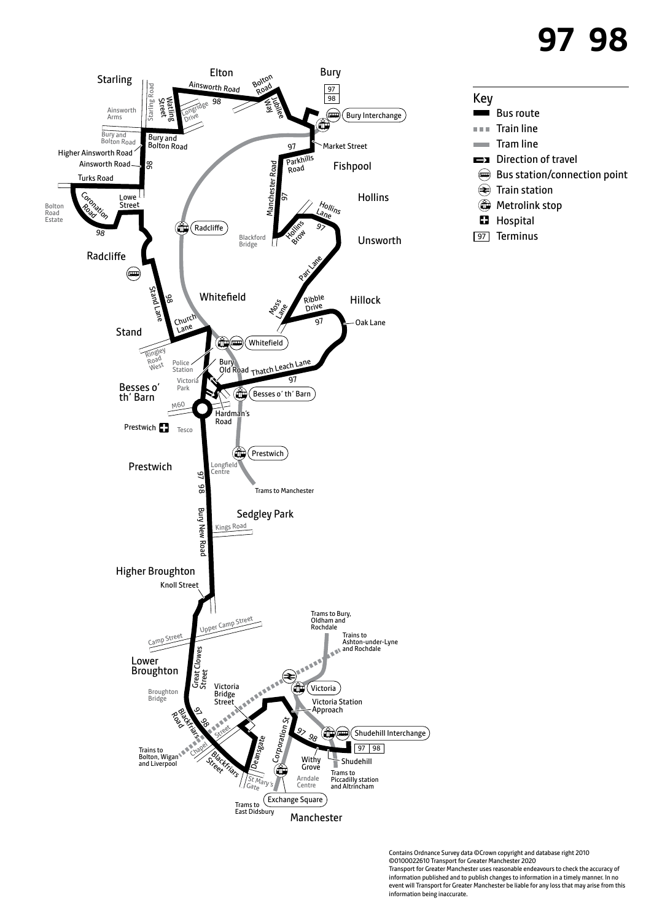# 97 98

## Key

- Bus route
- Train line
- Tram line
- Direction of travel
- Bus station/connection point
- Train station
- Metrolink stop
- Hospital
- 97 Terminus

Starling, Elton, Bury, Fishpool, Hollins, Unsworth, Hillock, Radcliffe, Whitefield, Stand, Besses o' th' Barn, Prestwich, Sedgley Park, Higher Broughton, Lower Broughton, Manchester

Ainsworth Road, Bolton Road, Jubilee Way, Bury Interchange, Market Street, Parkhills Road, Manchester Road, Hollins Lane, Hollins Brow, Blackford Bridge, Parr Lane, Ribble Drive, Moss Lane, Oak Lane, Thatch Leach Lane, Bury Old Road, Hardman's Road, Besses o' th' Barn, Whitefield, Radcliffe, Prestwich, Trams to Manchester, Church Lane, Stand Lane, Ringley Road West, Police Station, Victoria Park, M60, Tesco, Longfield Centre, Bury New Road, Kings Road, Knoll Street, Camp Street, Upper Camp Street, Great Clowes Street, Broughton Bridge, Blackfriars Road, Chapel Street, Blackfriars Street, Deansgate, St Mary's Gate, Victoria Bridge Street, Corporation St, Victoria, Victoria Station Approach, Shudehill Interchange, Shudehill, Withy Grove, Arndale Centre, Exchange Square, Trams to East Didsbury, Trams to Bolton, Wigan and Liverpool, Trams to Bury, Oldham and Rochdale, Trains to Ashton-under-Lyne and Rochdale, Trams to Piccadilly station and Altrincham, Watling Street, Longridge Drive, Starling Road, Ainsworth Arms, Bury and Bolton Road, Higher Ainsworth Road, Turks Road, Lowe Street, Coronation Road, Bolton Road Estate, Prestwich Hospital

Contains Ordnance Survey data ©Crown copyright and database right 2010
©0100022610 Transport for Greater Manchester 2020
Transport for Greater Manchester uses reasonable endeavours to check the accuracy of information published and to publish changes to information in a timely manner. In no event will Transport for Greater Manchester be liable for any loss that may arise from this information being inaccurate.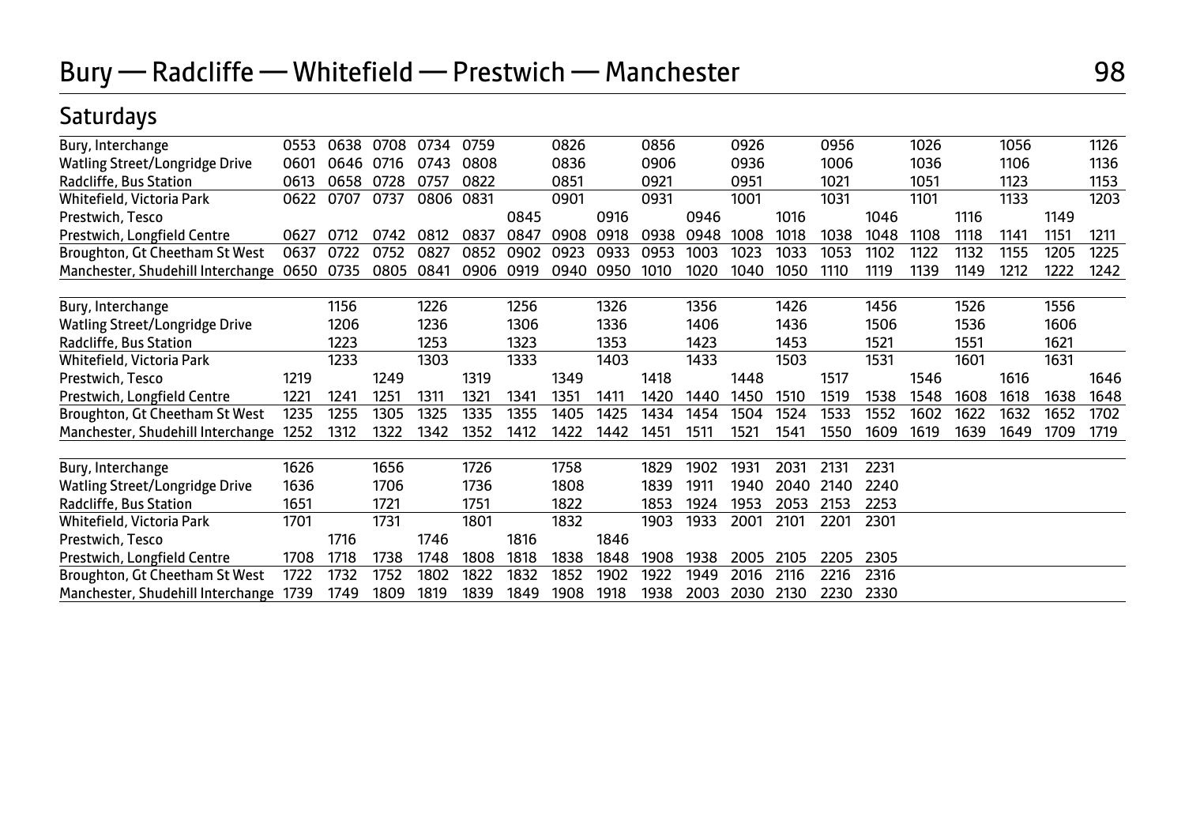# Bury — Radcliffe — Whitefield — Prestwich — Manchester

# 98

## Saturdays

| Stop | | | | | | | | | | | | | | | | | | | |
|---|---|---|---|---|---|---|---|---|---|---|---|---|---|---|---|---|---|---|---|
| Bury, Interchange | 0553 | 0638 | 0708 | 0734 | 0759 | | 0826 | | 0856 | | 0926 | | 0956 | | 1026 | | 1056 | | 1126 |
| Watling Street/Longridge Drive | 0601 | 0646 | 0716 | 0743 | 0808 | | 0836 | | 0906 | | 0936 | | 1006 | | 1036 | | 1106 | | 1136 |
| Radcliffe, Bus Station | 0613 | 0658 | 0728 | 0757 | 0822 | | 0851 | | 0921 | | 0951 | | 1021 | | 1051 | | 1123 | | 1153 |
| Whitefield, Victoria Park | 0622 | 0707 | 0737 | 0806 | 0831 | | 0901 | | 0931 | | 1001 | | 1031 | | 1101 | | 1133 | | 1203 |
| Prestwich, Tesco | | | | | | 0845 | | 0916 | | 0946 | | 1016 | | 1046 | | 1116 | | 1149 | |
| Prestwich, Longfield Centre | 0627 | 0712 | 0742 | 0812 | 0837 | 0847 | 0908 | 0918 | 0938 | 0948 | 1008 | 1018 | 1038 | 1048 | 1108 | 1118 | 1141 | 1151 | 1211 |
| Broughton, Gt Cheetham St West | 0637 | 0722 | 0752 | 0827 | 0852 | 0902 | 0923 | 0933 | 0953 | 1003 | 1023 | 1033 | 1053 | 1102 | 1122 | 1132 | 1155 | 1205 | 1225 |
| Manchester, Shudehill Interchange | 0650 | 0735 | 0805 | 0841 | 0906 | 0919 | 0940 | 0950 | 1010 | 1020 | 1040 | 1050 | 1110 | 1119 | 1139 | 1149 | 1212 | 1222 | 1242 |

| Stop | | | | | | | | | | | | | | | | | | | |
|---|---|---|---|---|---|---|---|---|---|---|---|---|---|---|---|---|---|---|---|
| Bury, Interchange | | 1156 | | 1226 | | 1256 | | 1326 | | 1356 | | 1426 | | 1456 | | 1526 | | 1556 | |
| Watling Street/Longridge Drive | | 1206 | | 1236 | | 1306 | | 1336 | | 1406 | | 1436 | | 1506 | | 1536 | | 1606 | |
| Radcliffe, Bus Station | | 1223 | | 1253 | | 1323 | | 1353 | | 1423 | | 1453 | | 1521 | | 1551 | | 1621 | |
| Whitefield, Victoria Park | | 1233 | | 1303 | | 1333 | | 1403 | | 1433 | | 1503 | | 1531 | | 1601 | | 1631 | |
| Prestwich, Tesco | 1219 | | 1249 | | 1319 | | 1349 | | 1418 | | 1448 | | 1517 | | 1546 | | 1616 | | 1646 |
| Prestwich, Longfield Centre | 1221 | 1241 | 1251 | 1311 | 1321 | 1341 | 1351 | 1411 | 1420 | 1440 | 1450 | 1510 | 1519 | 1538 | 1548 | 1608 | 1618 | 1638 | 1648 |
| Broughton, Gt Cheetham St West | 1235 | 1255 | 1305 | 1325 | 1335 | 1355 | 1405 | 1425 | 1434 | 1454 | 1504 | 1524 | 1533 | 1552 | 1602 | 1622 | 1632 | 1652 | 1702 |
| Manchester, Shudehill Interchange | 1252 | 1312 | 1322 | 1342 | 1352 | 1412 | 1422 | 1442 | 1451 | 1511 | 1521 | 1541 | 1550 | 1609 | 1619 | 1639 | 1649 | 1709 | 1719 |

| Stop | | | | | | | | | | | | | | |
|---|---|---|---|---|---|---|---|---|---|---|---|---|---|---|
| Bury, Interchange | 1626 | | 1656 | | 1726 | | 1758 | | 1829 | 1902 | 1931 | 2031 | 2131 | 2231 |
| Watling Street/Longridge Drive | 1636 | | 1706 | | 1736 | | 1808 | | 1839 | 1911 | 1940 | 2040 | 2140 | 2240 |
| Radcliffe, Bus Station | 1651 | | 1721 | | 1751 | | 1822 | | 1853 | 1924 | 1953 | 2053 | 2153 | 2253 |
| Whitefield, Victoria Park | 1701 | | 1731 | | 1801 | | 1832 | | 1903 | 1933 | 2001 | 2101 | 2201 | 2301 |
| Prestwich, Tesco | | 1716 | | 1746 | | 1816 | | 1846 | | | | | | |
| Prestwich, Longfield Centre | 1708 | 1718 | 1738 | 1748 | 1808 | 1818 | 1838 | 1848 | 1908 | 1938 | 2005 | 2105 | 2205 | 2305 |
| Broughton, Gt Cheetham St West | 1722 | 1732 | 1752 | 1802 | 1822 | 1832 | 1852 | 1902 | 1922 | 1949 | 2016 | 2116 | 2216 | 2316 |
| Manchester, Shudehill Interchange | 1739 | 1749 | 1809 | 1819 | 1839 | 1849 | 1908 | 1918 | 1938 | 2003 | 2030 | 2130 | 2230 | 2330 |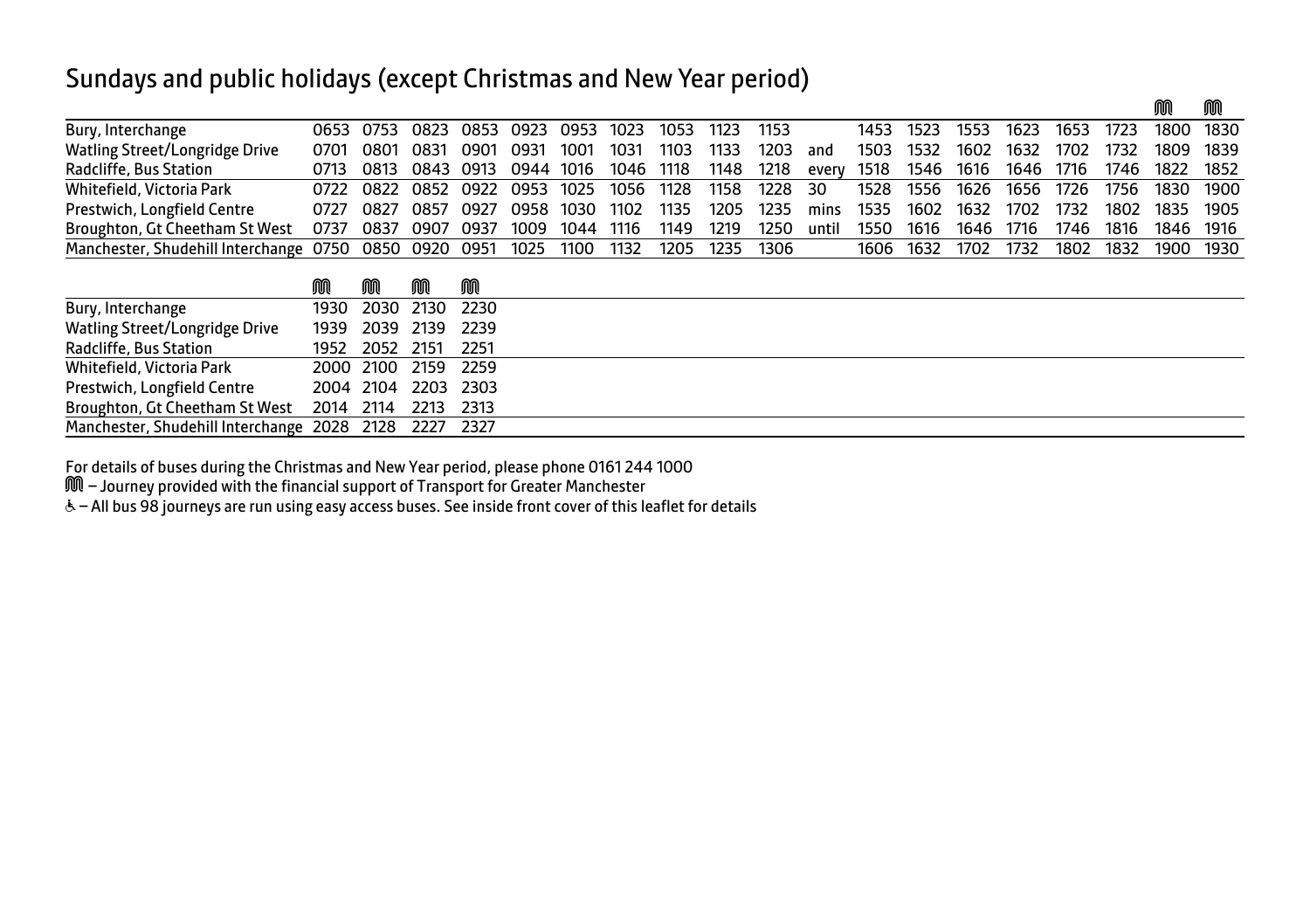## Sundays and public holidays (except Christmas and New Year period)

| | | | | | | | | | | | | | | | | | | | ⓜ | ⓜ |
|---|---|---|---|---|---|---|---|---|---|---|---|---|---|---|---|---|---|---|---|---|
| Bury, Interchange | 0653 | 0753 | 0823 | 0853 | 0923 | 0953 | 1023 | 1053 | 1123 | 1153 | | 1453 | 1523 | 1553 | 1623 | 1653 | 1723 | 1800 | 1830 |
| Watling Street/Longridge Drive | 0701 | 0801 | 0831 | 0901 | 0931 | 1001 | 1031 | 1103 | 1133 | 1203 | and | 1503 | 1532 | 1602 | 1632 | 1702 | 1732 | 1809 | 1839 |
| Radcliffe, Bus Station | 0713 | 0813 | 0843 | 0913 | 0944 | 1016 | 1046 | 1118 | 1148 | 1218 | every | 1518 | 1546 | 1616 | 1646 | 1716 | 1746 | 1822 | 1852 |
| Whitefield, Victoria Park | 0722 | 0822 | 0852 | 0922 | 0953 | 1025 | 1056 | 1128 | 1158 | 1228 | 30 | 1528 | 1556 | 1626 | 1656 | 1726 | 1756 | 1830 | 1900 |
| Prestwich, Longfield Centre | 0727 | 0827 | 0857 | 0927 | 0958 | 1030 | 1102 | 1135 | 1205 | 1235 | mins | 1535 | 1602 | 1632 | 1702 | 1732 | 1802 | 1835 | 1905 |
| Broughton, Gt Cheetham St West | 0737 | 0837 | 0907 | 0937 | 1009 | 1044 | 1116 | 1149 | 1219 | 1250 | until | 1550 | 1616 | 1646 | 1716 | 1746 | 1816 | 1846 | 1916 |
| Manchester, Shudehill Interchange | 0750 | 0850 | 0920 | 0951 | 1025 | 1100 | 1132 | 1205 | 1235 | 1306 | | 1606 | 1632 | 1702 | 1732 | 1802 | 1832 | 1900 | 1930 |

| | ⓜ | ⓜ | ⓜ | ⓜ |
|---|---|---|---|---|
| Bury, Interchange | 1930 | 2030 | 2130 | 2230 |
| Watling Street/Longridge Drive | 1939 | 2039 | 2139 | 2239 |
| Radcliffe, Bus Station | 1952 | 2052 | 2151 | 2251 |
| Whitefield, Victoria Park | 2000 | 2100 | 2159 | 2259 |
| Prestwich, Longfield Centre | 2004 | 2104 | 2203 | 2303 |
| Broughton, Gt Cheetham St West | 2014 | 2114 | 2213 | 2313 |
| Manchester, Shudehill Interchange | 2028 | 2128 | 2227 | 2327 |

For details of buses during the Christmas and New Year period, please phone 0161 244 1000

ⓜ – Journey provided with the financial support of Transport for Greater Manchester

♿ – All bus 98 journeys are run using easy access buses. See inside front cover of this leaflet for details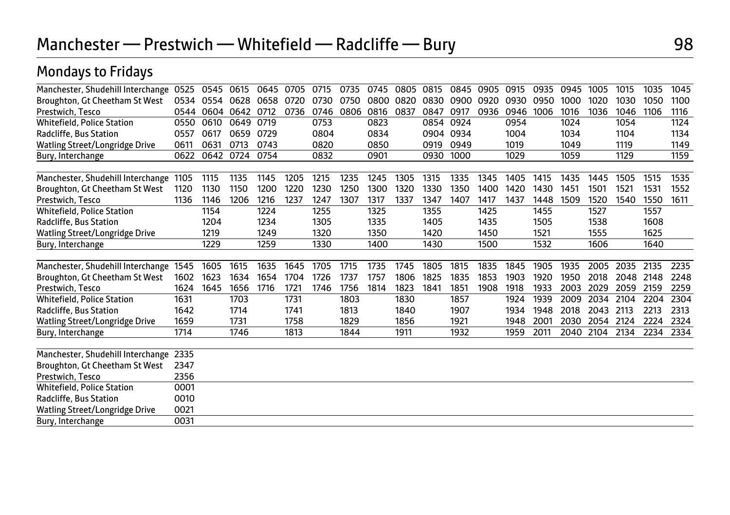# Manchester — Prestwich — Whitefield — Radcliffe — Bury

## Mondays to Fridays

| Manchester, Shudehill Interchange | 0525 | 0545 | 0615 | 0645 | 0705 | 0715 | 0735 | 0745 | 0805 | 0815 | 0845 | 0905 | 0915 | 0935 | 0945 | 1005 | 1015 | 1035 | 1045 |
|---|---|---|---|---|---|---|---|---|---|---|---|---|---|---|---|---|---|---|---|
| Broughton, Gt Cheetham St West | 0534 | 0554 | 0628 | 0658 | 0720 | 0730 | 0750 | 0800 | 0820 | 0830 | 0900 | 0920 | 0930 | 0950 | 1000 | 1020 | 1030 | 1050 | 1100 |
| Prestwich, Tesco | 0544 | 0604 | 0642 | 0712 | 0736 | 0746 | 0806 | 0816 | 0837 | 0847 | 0917 | 0936 | 0946 | 1006 | 1016 | 1036 | 1046 | 1106 | 1116 |
| Whitefield, Police Station | 0550 | 0610 | 0649 | 0719 | | 0753 | | 0823 | | 0854 | 0924 | | 0954 | | 1024 | | 1054 | | 1124 |
| Radcliffe, Bus Station | 0557 | 0617 | 0659 | 0729 | | 0804 | | 0834 | | 0904 | 0934 | | 1004 | | 1034 | | 1104 | | 1134 |
| Watling Street/Longridge Drive | 0611 | 0631 | 0713 | 0743 | | 0820 | | 0850 | | 0919 | 0949 | | 1019 | | 1049 | | 1119 | | 1149 |
| Bury, Interchange | 0622 | 0642 | 0724 | 0754 | | 0832 | | 0901 | | 0930 | 1000 | | 1029 | | 1059 | | 1129 | | 1159 |

| Manchester, Shudehill Interchange | 1105 | 1115 | 1135 | 1145 | 1205 | 1215 | 1235 | 1245 | 1305 | 1315 | 1335 | 1345 | 1405 | 1415 | 1435 | 1445 | 1505 | 1515 | 1535 |
|---|---|---|---|---|---|---|---|---|---|---|---|---|---|---|---|---|---|---|---|
| Broughton, Gt Cheetham St West | 1120 | 1130 | 1150 | 1200 | 1220 | 1230 | 1250 | 1300 | 1320 | 1330 | 1350 | 1400 | 1420 | 1430 | 1451 | 1501 | 1521 | 1531 | 1552 |
| Prestwich, Tesco | 1136 | 1146 | 1206 | 1216 | 1237 | 1247 | 1307 | 1317 | 1337 | 1347 | 1407 | 1417 | 1437 | 1448 | 1509 | 1520 | 1540 | 1550 | 1611 |
| Whitefield, Police Station | | 1154 | | 1224 | | 1255 | | 1325 | | 1355 | | 1425 | | 1455 | | 1527 | | 1557 | |
| Radcliffe, Bus Station | | 1204 | | 1234 | | 1305 | | 1335 | | 1405 | | 1435 | | 1505 | | 1538 | | 1608 | |
| Watling Street/Longridge Drive | | 1219 | | 1249 | | 1320 | | 1350 | | 1420 | | 1450 | | 1521 | | 1555 | | 1625 | |
| Bury, Interchange | | 1229 | | 1259 | | 1330 | | 1400 | | 1430 | | 1500 | | 1532 | | 1606 | | 1640 | |

| Manchester, Shudehill Interchange | 1545 | 1605 | 1615 | 1635 | 1645 | 1705 | 1715 | 1735 | 1745 | 1805 | 1815 | 1835 | 1845 | 1905 | 1935 | 2005 | 2035 | 2135 | 2235 |
|---|---|---|---|---|---|---|---|---|---|---|---|---|---|---|---|---|---|---|---|
| Broughton, Gt Cheetham St West | 1602 | 1623 | 1634 | 1654 | 1704 | 1726 | 1737 | 1757 | 1806 | 1825 | 1835 | 1853 | 1903 | 1920 | 1950 | 2018 | 2048 | 2148 | 2248 |
| Prestwich, Tesco | 1624 | 1645 | 1656 | 1716 | 1721 | 1746 | 1756 | 1814 | 1823 | 1841 | 1851 | 1908 | 1918 | 1933 | 2003 | 2029 | 2059 | 2159 | 2259 |
| Whitefield, Police Station | 1631 | | 1703 | | 1731 | | 1803 | | 1830 | | 1857 | | 1924 | 1939 | 2009 | 2034 | 2104 | 2204 | 2304 |
| Radcliffe, Bus Station | 1642 | | 1714 | | 1741 | | 1813 | | 1840 | | 1907 | | 1934 | 1948 | 2018 | 2043 | 2113 | 2213 | 2313 |
| Watling Street/Longridge Drive | 1659 | | 1731 | | 1758 | | 1829 | | 1856 | | 1921 | | 1948 | 2001 | 2030 | 2054 | 2124 | 2224 | 2324 |
| Bury, Interchange | 1714 | | 1746 | | 1813 | | 1844 | | 1911 | | 1932 | | 1959 | 2011 | 2040 | 2104 | 2134 | 2234 | 2334 |

| Manchester, Shudehill Interchange | 2335 |
|---|---|
| Broughton, Gt Cheetham St West | 2347 |
| Prestwich, Tesco | 2356 |
| Whitefield, Police Station | 0001 |
| Radcliffe, Bus Station | 0010 |
| Watling Street/Longridge Drive | 0021 |
| Bury, Interchange | 0031 |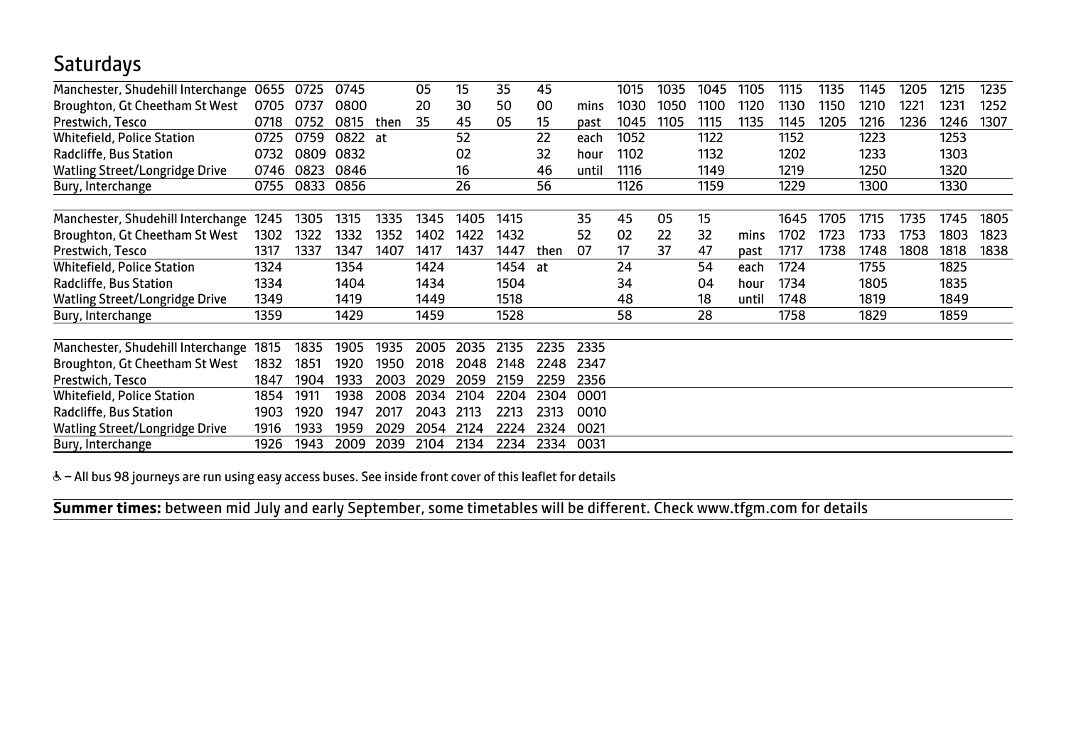## Saturdays

| | | | | | | | | | | | | | | | | | | | | |
|---|---|---|---|---|---|---|---|---|---|---|---|---|---|---|---|---|---|---|---|---|
| Manchester, Shudehill Interchange | 0655 | 0725 | 0745 | | 05 | 15 | 35 | 45 | | 1015 | 1035 | 1045 | 1105 | 1115 | 1135 | 1145 | 1205 | 1215 | 1235 |
| Broughton, Gt Cheetham St West | 0705 | 0737 | 0800 | | 20 | 30 | 50 | 00 | mins | 1030 | 1050 | 1100 | 1120 | 1130 | 1150 | 1210 | 1221 | 1231 | 1252 |
| Prestwich, Tesco | 0718 | 0752 | 0815 | then | 35 | 45 | 05 | 15 | past | 1045 | 1105 | 1115 | 1135 | 1145 | 1205 | 1216 | 1236 | 1246 | 1307 |
| Whitefield, Police Station | 0725 | 0759 | 0822 | at | | 52 | | 22 | each | 1052 | | 1122 | | 1152 | | 1223 | | 1253 | |
| Radcliffe, Bus Station | 0732 | 0809 | 0832 | | | 02 | | 32 | hour | 1102 | | 1132 | | 1202 | | 1233 | | 1303 | |
| Watling Street/Longridge Drive | 0746 | 0823 | 0846 | | | 16 | | 46 | until | 1116 | | 1149 | | 1219 | | 1250 | | 1320 | |
| Bury, Interchange | 0755 | 0833 | 0856 | | | 26 | | 56 | | 1126 | | 1159 | | 1229 | | 1300 | | 1330 | |

| | | | | | | | | | | | | | | | | | | | | |
|---|---|---|---|---|---|---|---|---|---|---|---|---|---|---|---|---|---|---|---|---|
| Manchester, Shudehill Interchange | 1245 | 1305 | 1315 | 1335 | 1345 | 1405 | 1415 | | 35 | 45 | 05 | 15 | | 1645 | 1705 | 1715 | 1735 | 1745 | 1805 |
| Broughton, Gt Cheetham St West | 1302 | 1322 | 1332 | 1352 | 1402 | 1422 | 1432 | | 52 | 02 | 22 | 32 | mins | 1702 | 1723 | 1733 | 1753 | 1803 | 1823 |
| Prestwich, Tesco | 1317 | 1337 | 1347 | 1407 | 1417 | 1437 | 1447 | then | 07 | 17 | 37 | 47 | past | 1717 | 1738 | 1748 | 1808 | 1818 | 1838 |
| Whitefield, Police Station | 1324 | | 1354 | | 1424 | | 1454 | at | | 24 | | 54 | each | 1724 | | 1755 | | 1825 | |
| Radcliffe, Bus Station | 1334 | | 1404 | | 1434 | | 1504 | | | 34 | | 04 | hour | 1734 | | 1805 | | 1835 | |
| Watling Street/Longridge Drive | 1349 | | 1419 | | 1449 | | 1518 | | | 48 | | 18 | until | 1748 | | 1819 | | 1849 | |
| Bury, Interchange | 1359 | | 1429 | | 1459 | | 1528 | | | 58 | | 28 | | 1758 | | 1829 | | 1859 | |

| | | | | | | | | | |
|---|---|---|---|---|---|---|---|---|---|
| Manchester, Shudehill Interchange | 1815 | 1835 | 1905 | 1935 | 2005 | 2035 | 2135 | 2235 | 2335 |
| Broughton, Gt Cheetham St West | 1832 | 1851 | 1920 | 1950 | 2018 | 2048 | 2148 | 2248 | 2347 |
| Prestwich, Tesco | 1847 | 1904 | 1933 | 2003 | 2029 | 2059 | 2159 | 2259 | 2356 |
| Whitefield, Police Station | 1854 | 1911 | 1938 | 2008 | 2034 | 2104 | 2204 | 2304 | 0001 |
| Radcliffe, Bus Station | 1903 | 1920 | 1947 | 2017 | 2043 | 2113 | 2213 | 2313 | 0010 |
| Watling Street/Longridge Drive | 1916 | 1933 | 1959 | 2029 | 2054 | 2124 | 2224 | 2324 | 0021 |
| Bury, Interchange | 1926 | 1943 | 2009 | 2039 | 2104 | 2134 | 2234 | 2334 | 0031 |

♿ – All bus 98 journeys are run using easy access buses. See inside front cover of this leaflet for details

**Summer times:** between mid July and early September, some timetables will be different. Check www.tfgm.com for details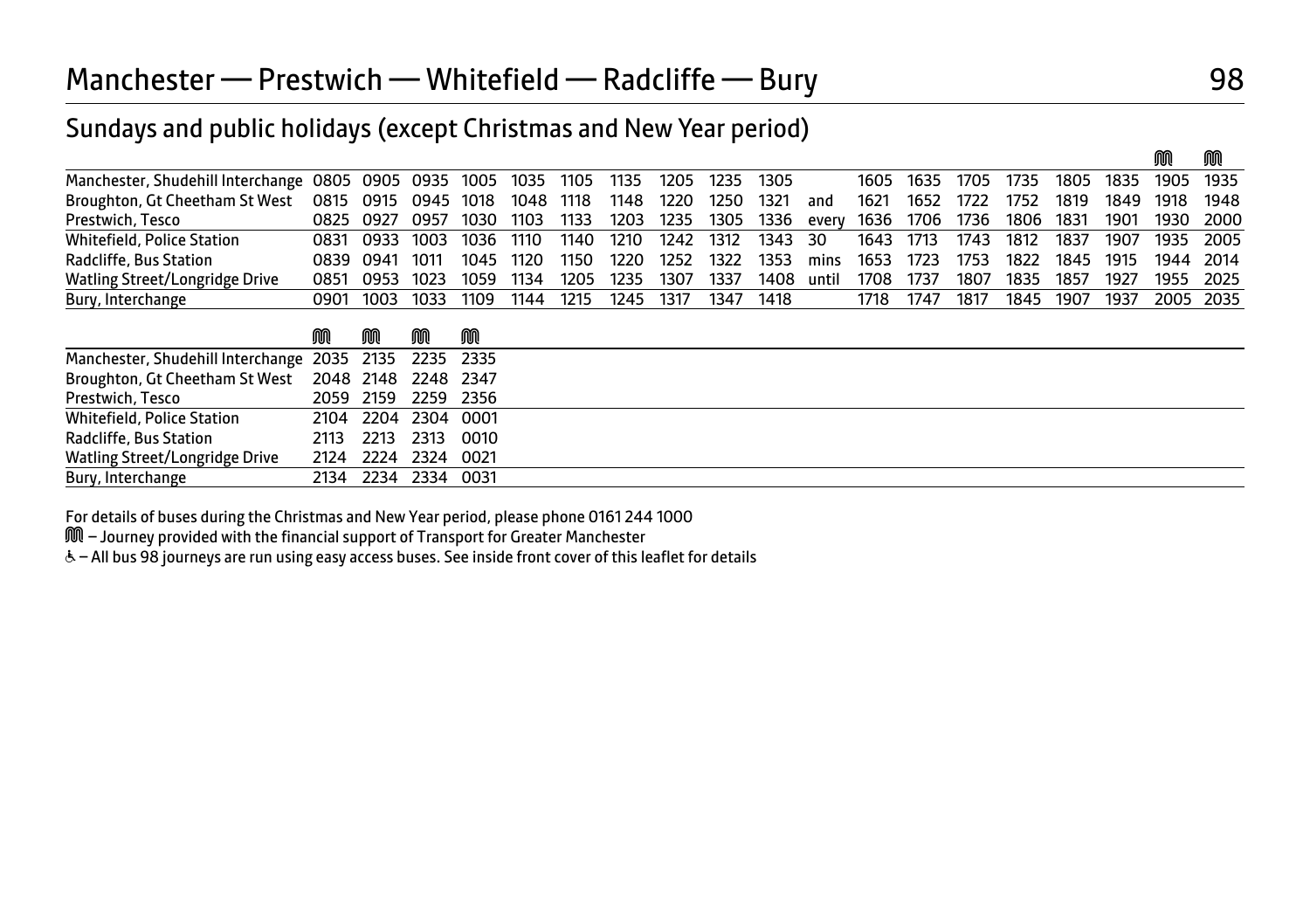# Manchester — Prestwich — Whitefield — Radcliffe — Bury

## Sundays and public holidays (except Christmas and New Year period)

| | | | | | | | | | | | | | | | | | | | M | M |
|---|---|---|---|---|---|---|---|---|---|---|---|---|---|---|---|---|---|---|---|---|
| Manchester, Shudehill Interchange | 0805 | 0905 | 0935 | 1005 | 1035 | 1105 | 1135 | 1205 | 1235 | 1305 | | 1605 | 1635 | 1705 | 1735 | 1805 | 1835 | 1905 | 1935 |
| Broughton, Gt Cheetham St West | 0815 | 0915 | 0945 | 1018 | 1048 | 1118 | 1148 | 1220 | 1250 | 1321 | and | 1621 | 1652 | 1722 | 1752 | 1819 | 1849 | 1918 | 1948 |
| Prestwich, Tesco | 0825 | 0927 | 0957 | 1030 | 1103 | 1133 | 1203 | 1235 | 1305 | 1336 | every | 1636 | 1706 | 1736 | 1806 | 1831 | 1901 | 1930 | 2000 |
| Whitefield, Police Station | 0831 | 0933 | 1003 | 1036 | 1110 | 1140 | 1210 | 1242 | 1312 | 1343 | 30 | 1643 | 1713 | 1743 | 1812 | 1837 | 1907 | 1935 | 2005 |
| Radcliffe, Bus Station | 0839 | 0941 | 1011 | 1045 | 1120 | 1150 | 1220 | 1252 | 1322 | 1353 | mins | 1653 | 1723 | 1753 | 1822 | 1845 | 1915 | 1944 | 2014 |
| Watling Street/Longridge Drive | 0851 | 0953 | 1023 | 1059 | 1134 | 1205 | 1235 | 1307 | 1337 | 1408 | until | 1708 | 1737 | 1807 | 1835 | 1857 | 1927 | 1955 | 2025 |
| Bury, Interchange | 0901 | 1003 | 1033 | 1109 | 1144 | 1215 | 1245 | 1317 | 1347 | 1418 | | 1718 | 1747 | 1817 | 1845 | 1907 | 1937 | 2005 | 2035 |

| | M | M | M | M |
|---|---|---|---|---|
| Manchester, Shudehill Interchange | 2035 | 2135 | 2235 | 2335 |
| Broughton, Gt Cheetham St West | 2048 | 2148 | 2248 | 2347 |
| Prestwich, Tesco | 2059 | 2159 | 2259 | 2356 |
| Whitefield, Police Station | 2104 | 2204 | 2304 | 0001 |
| Radcliffe, Bus Station | 2113 | 2213 | 2313 | 0010 |
| Watling Street/Longridge Drive | 2124 | 2224 | 2324 | 0021 |
| Bury, Interchange | 2134 | 2234 | 2334 | 0031 |

For details of buses during the Christmas and New Year period, please phone 0161 244 1000

M – Journey provided with the financial support of Transport for Greater Manchester

♿ – All bus 98 journeys are run using easy access buses. See inside front cover of this leaflet for details